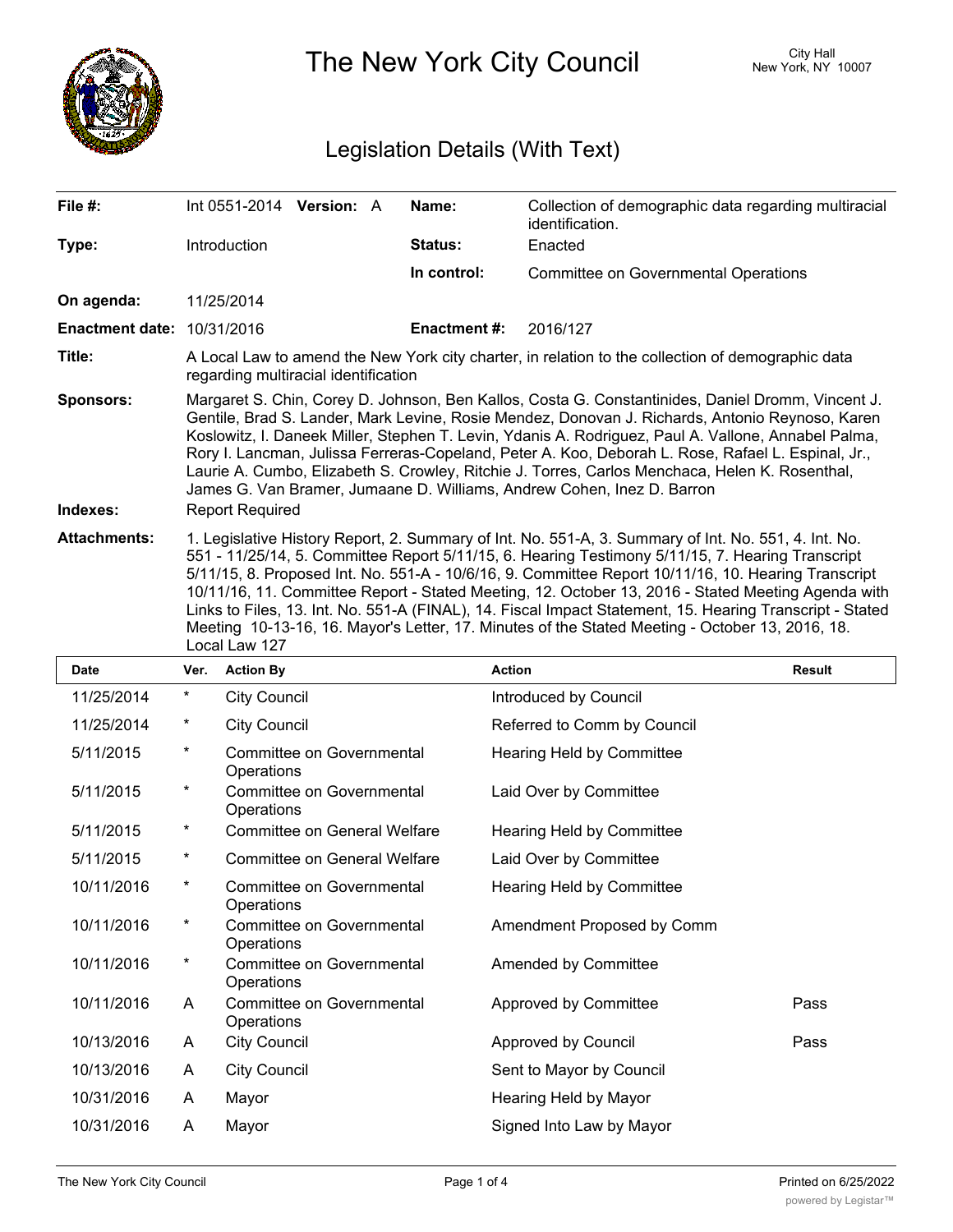# The New York City Council

City Hall
New York, NY 10007

## Legislation Details (With Text)

| | | | |
|---|---|---|---|
| **File #:** | Int 0551-2014 **Version:** A | **Name:** | Collection of demographic data regarding multiracial identification. |
| **Type:** | Introduction | **Status:** | Enacted |
| | | **In control:** | Committee on Governmental Operations |
| **On agenda:** | 11/25/2014 | | |
| **Enactment date:** | 10/31/2016 | **Enactment #:** | 2016/127 |

**Title:** A Local Law to amend the New York city charter, in relation to the collection of demographic data regarding multiracial identification

**Sponsors:** Margaret S. Chin, Corey D. Johnson, Ben Kallos, Costa G. Constantinides, Daniel Dromm, Vincent J. Gentile, Brad S. Lander, Mark Levine, Rosie Mendez, Donovan J. Richards, Antonio Reynoso, Karen Koslowitz, I. Daneek Miller, Stephen T. Levin, Ydanis A. Rodriguez, Paul A. Vallone, Annabel Palma, Rory I. Lancman, Julissa Ferreras-Copeland, Peter A. Koo, Deborah L. Rose, Rafael L. Espinal, Jr., Laurie A. Cumbo, Elizabeth S. Crowley, Ritchie J. Torres, Carlos Menchaca, Helen K. Rosenthal, James G. Van Bramer, Jumaane D. Williams, Andrew Cohen, Inez D. Barron

**Indexes:** Report Required

**Attachments:** 1. Legislative History Report, 2. Summary of Int. No. 551-A, 3. Summary of Int. No. 551, 4. Int. No. 551 - 11/25/14, 5. Committee Report 5/11/15, 6. Hearing Testimony 5/11/15, 7. Hearing Transcript 5/11/15, 8. Proposed Int. No. 551-A - 10/6/16, 9. Committee Report 10/11/16, 10. Hearing Transcript 10/11/16, 11. Committee Report - Stated Meeting, 12. October 13, 2016 - Stated Meeting Agenda with Links to Files, 13. Int. No. 551-A (FINAL), 14. Fiscal Impact Statement, 15. Hearing Transcript - Stated Meeting 10-13-16, 16. Mayor's Letter, 17. Minutes of the Stated Meeting - October 13, 2016, 18. Local Law 127

| Date | Ver. | Action By | Action | Result |
|---|---|---|---|---|
| 11/25/2014 | * | City Council | Introduced by Council | |
| 11/25/2014 | * | City Council | Referred to Comm by Council | |
| 5/11/2015 | * | Committee on Governmental Operations | Hearing Held by Committee | |
| 5/11/2015 | * | Committee on Governmental Operations | Laid Over by Committee | |
| 5/11/2015 | * | Committee on General Welfare | Hearing Held by Committee | |
| 5/11/2015 | * | Committee on General Welfare | Laid Over by Committee | |
| 10/11/2016 | * | Committee on Governmental Operations | Hearing Held by Committee | |
| 10/11/2016 | * | Committee on Governmental Operations | Amendment Proposed by Comm | |
| 10/11/2016 | * | Committee on Governmental Operations | Amended by Committee | |
| 10/11/2016 | A | Committee on Governmental Operations | Approved by Committee | Pass |
| 10/13/2016 | A | City Council | Approved by Council | Pass |
| 10/13/2016 | A | City Council | Sent to Mayor by Council | |
| 10/31/2016 | A | Mayor | Hearing Held by Mayor | |
| 10/31/2016 | A | Mayor | Signed Into Law by Mayor | |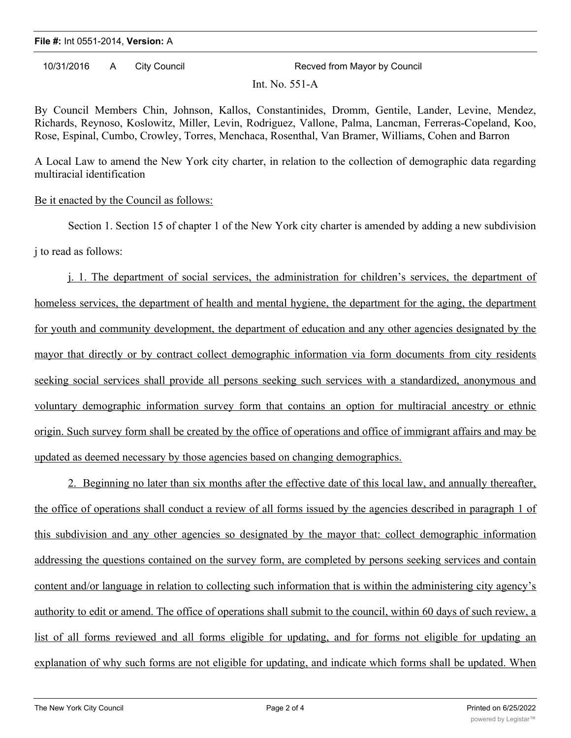**File #:** Int 0551-2014, **Version:** A

10/31/2016 A City Council Recved from Mayor by Council

Int. No. 551-A

By Council Members Chin, Johnson, Kallos, Constantinides, Dromm, Gentile, Lander, Levine, Mendez, Richards, Reynoso, Koslowitz, Miller, Levin, Rodriguez, Vallone, Palma, Lancman, Ferreras-Copeland, Koo, Rose, Espinal, Cumbo, Crowley, Torres, Menchaca, Rosenthal, Van Bramer, Williams, Cohen and Barron

A Local Law to amend the New York city charter, in relation to the collection of demographic data regarding multiracial identification

Be it enacted by the Council as follows:

Section 1. Section 15 of chapter 1 of the New York city charter is amended by adding a new subdivision j to read as follows:

j. 1. The department of social services, the administration for children's services, the department of homeless services, the department of health and mental hygiene, the department for the aging, the department for youth and community development, the department of education and any other agencies designated by the mayor that directly or by contract collect demographic information via form documents from city residents seeking social services shall provide all persons seeking such services with a standardized, anonymous and voluntary demographic information survey form that contains an option for multiracial ancestry or ethnic origin. Such survey form shall be created by the office of operations and office of immigrant affairs and may be updated as deemed necessary by those agencies based on changing demographics.

2. Beginning no later than six months after the effective date of this local law, and annually thereafter, the office of operations shall conduct a review of all forms issued by the agencies described in paragraph 1 of this subdivision and any other agencies so designated by the mayor that: collect demographic information addressing the questions contained on the survey form, are completed by persons seeking services and contain content and/or language in relation to collecting such information that is within the administering city agency's authority to edit or amend. The office of operations shall submit to the council, within 60 days of such review, a list of all forms reviewed and all forms eligible for updating, and for forms not eligible for updating an explanation of why such forms are not eligible for updating, and indicate which forms shall be updated. When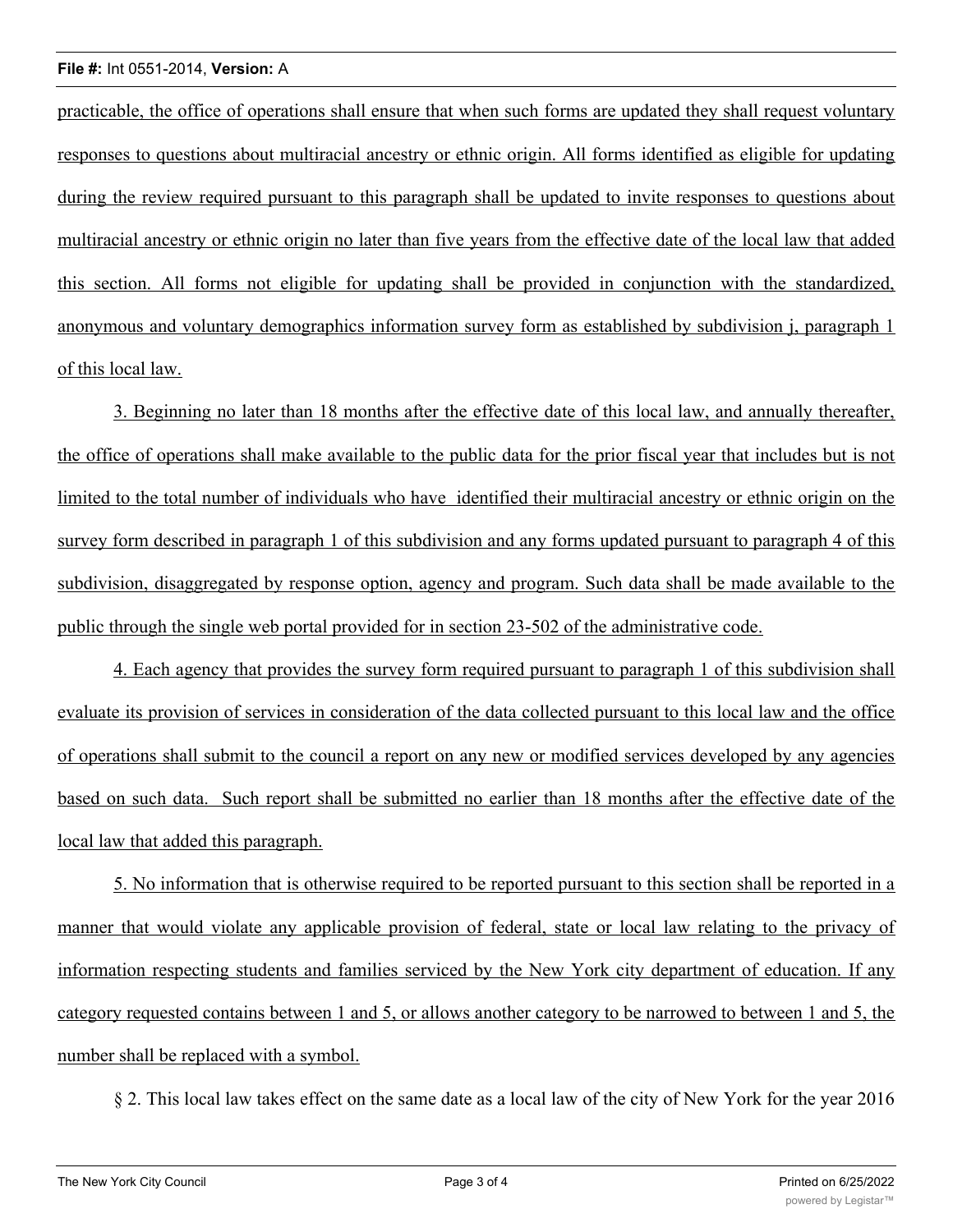practicable, the office of operations shall ensure that when such forms are updated they shall request voluntary responses to questions about multiracial ancestry or ethnic origin. All forms identified as eligible for updating during the review required pursuant to this paragraph shall be updated to invite responses to questions about multiracial ancestry or ethnic origin no later than five years from the effective date of the local law that added this section. All forms not eligible for updating shall be provided in conjunction with the standardized, anonymous and voluntary demographics information survey form as established by subdivision j, paragraph 1 of this local law.

3. Beginning no later than 18 months after the effective date of this local law, and annually thereafter, the office of operations shall make available to the public data for the prior fiscal year that includes but is not limited to the total number of individuals who have identified their multiracial ancestry or ethnic origin on the survey form described in paragraph 1 of this subdivision and any forms updated pursuant to paragraph 4 of this subdivision, disaggregated by response option, agency and program. Such data shall be made available to the public through the single web portal provided for in section 23-502 of the administrative code.

4. Each agency that provides the survey form required pursuant to paragraph 1 of this subdivision shall evaluate its provision of services in consideration of the data collected pursuant to this local law and the office of operations shall submit to the council a report on any new or modified services developed by any agencies based on such data. Such report shall be submitted no earlier than 18 months after the effective date of the local law that added this paragraph.

5. No information that is otherwise required to be reported pursuant to this section shall be reported in a manner that would violate any applicable provision of federal, state or local law relating to the privacy of information respecting students and families serviced by the New York city department of education. If any category requested contains between 1 and 5, or allows another category to be narrowed to between 1 and 5, the number shall be replaced with a symbol.

§ 2. This local law takes effect on the same date as a local law of the city of New York for the year 2016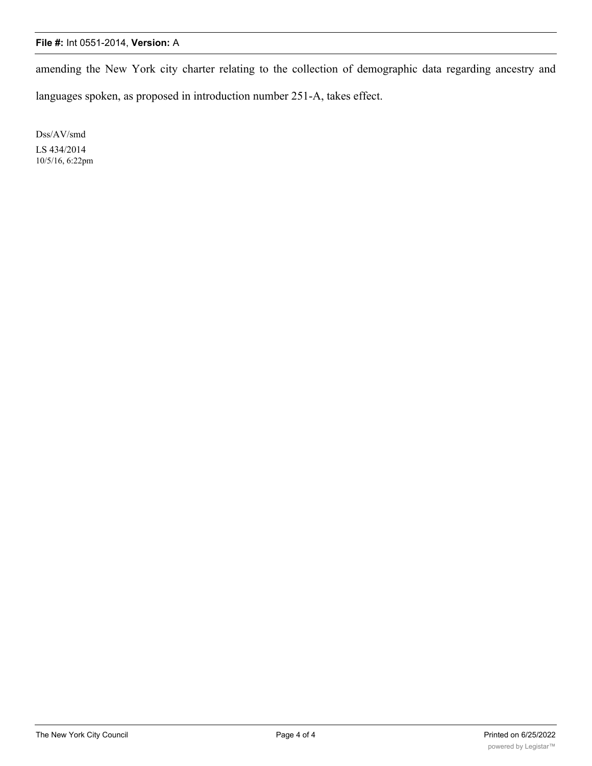amending the New York city charter relating to the collection of demographic data regarding ancestry and languages spoken, as proposed in introduction number 251-A, takes effect.

Dss/AV/smd

LS 434/2014

10/5/16, 6:22pm